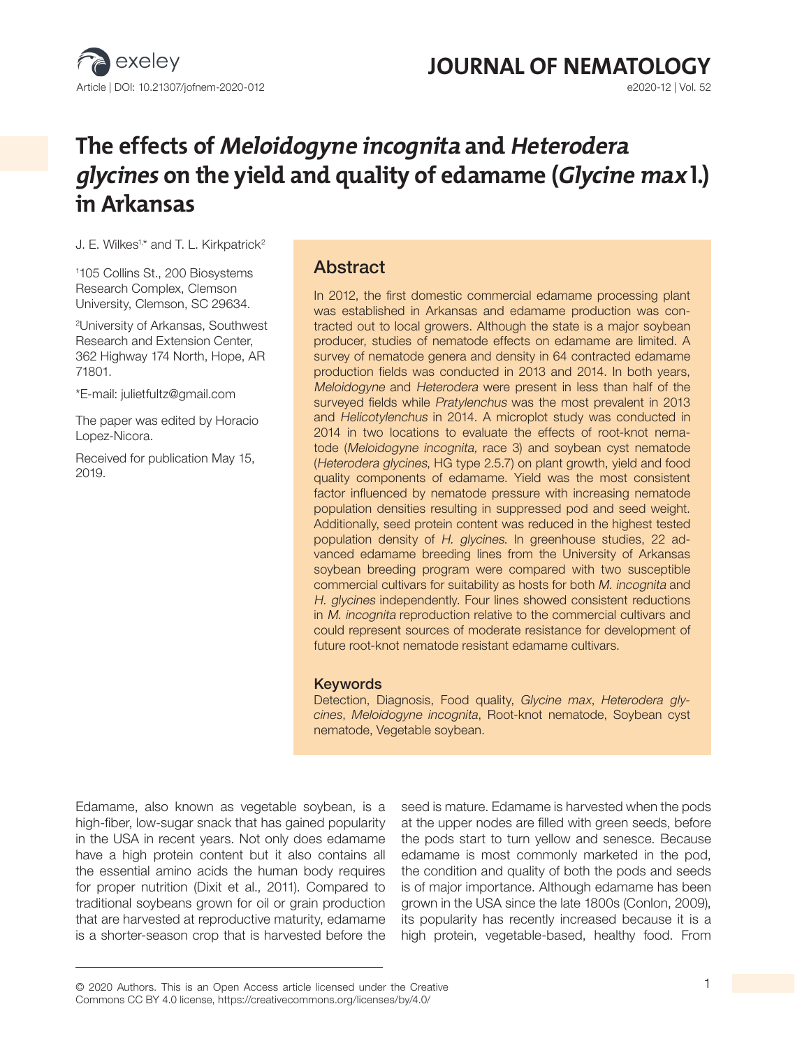# The effects of *Meloidogyne incognita* and *Heterodera glycines* on the yield and quality of edamame (*Glycine max* l.) in Arkansas

J. E. Wilkes[1,*] and T. L. Kirkpatrick[2]

[1]105 Collins St., 200 Biosystems Research Complex, Clemson University, Clemson, SC 29634.

[2]University of Arkansas, Southwest Research and Extension Center, 362 Highway 174 North, Hope, AR 71801.

*E-mail: julietfultz@gmail.com

The paper was edited by Horacio Lopez-Nicora.

Received for publication May 15, 2019.

## Abstract

In 2012, the first domestic commercial edamame processing plant was established in Arkansas and edamame production was contracted out to local growers. Although the state is a major soybean producer, studies of nematode effects on edamame are limited. A survey of nematode genera and density in 64 contracted edamame production fields was conducted in 2013 and 2014. In both years, *Meloidogyne* and *Heterodera* were present in less than half of the surveyed fields while *Pratylenchus* was the most prevalent in 2013 and *Helicotylenchus* in 2014. A microplot study was conducted in 2014 in two locations to evaluate the effects of root-knot nematode (*Meloidogyne incognita,* race 3) and soybean cyst nematode (*Heterodera glycines*, HG type 2.5.7) on plant growth, yield and food quality components of edamame. Yield was the most consistent factor influenced by nematode pressure with increasing nematode population densities resulting in suppressed pod and seed weight. Additionally, seed protein content was reduced in the highest tested population density of *H. glycines*. In greenhouse studies, 22 advanced edamame breeding lines from the University of Arkansas soybean breeding program were compared with two susceptible commercial cultivars for suitability as hosts for both *M. incognita* and *H. glycines* independently. Four lines showed consistent reductions in *M. incognita* reproduction relative to the commercial cultivars and could represent sources of moderate resistance for development of future root-knot nematode resistant edamame cultivars.

### Keywords

Detection, Diagnosis, Food quality, *Glycine max*, *Heterodera glycines*, *Meloidogyne incognita*, Root-knot nematode, Soybean cyst nematode, Vegetable soybean.

Edamame, also known as vegetable soybean, is a high-fiber, low-sugar snack that has gained popularity in the USA in recent years. Not only does edamame have a high protein content but it also contains all the essential amino acids the human body requires for proper nutrition (Dixit et al., 2011). Compared to traditional soybeans grown for oil or grain production that are harvested at reproductive maturity, edamame is a shorter-season crop that is harvested before the seed is mature. Edamame is harvested when the pods at the upper nodes are filled with green seeds, before the pods start to turn yellow and senesce. Because edamame is most commonly marketed in the pod, the condition and quality of both the pods and seeds is of major importance. Although edamame has been grown in the USA since the late 1800s (Conlon, 2009), its popularity has recently increased because it is a high protein, vegetable-based, healthy food. From

© 2020 Authors. This is an Open Access article licensed under the Creative Commons CC BY 4.0 license, https://creativecommons.org/licenses/by/4.0/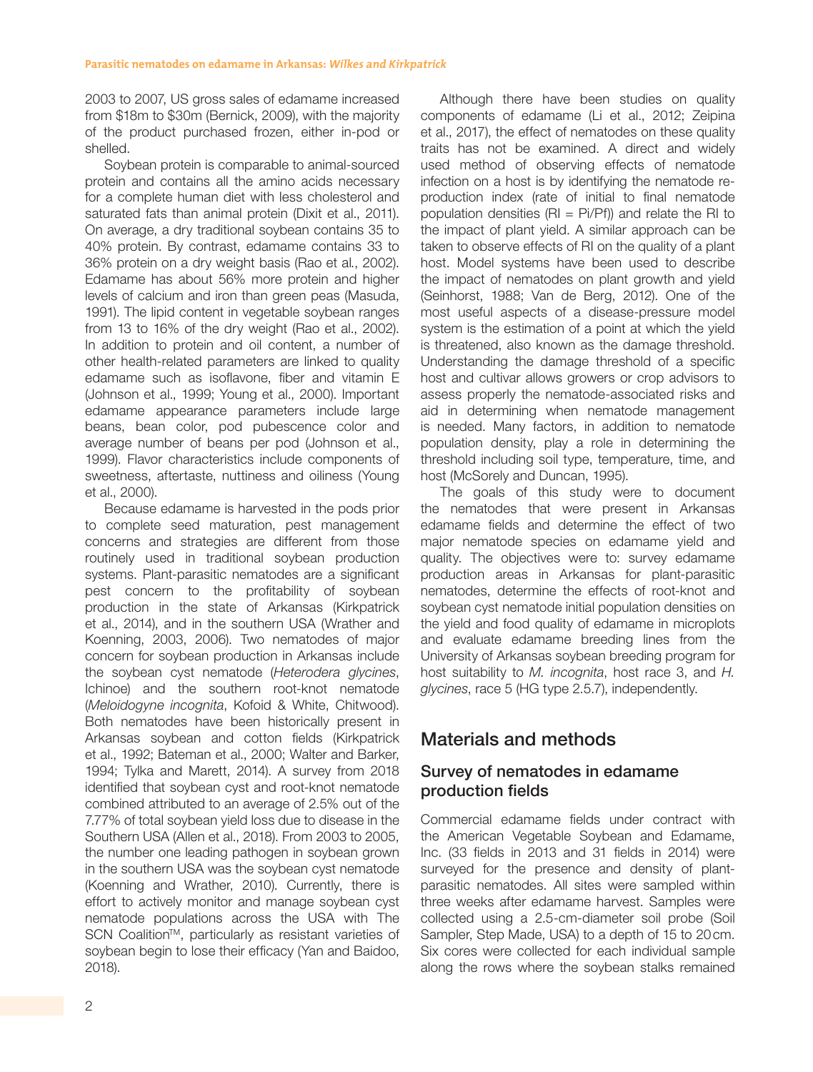2003 to 2007, US gross sales of edamame increased from $18m to $30m (Bernick, 2009), with the majority of the product purchased frozen, either in-pod or shelled.

Soybean protein is comparable to animal-sourced protein and contains all the amino acids necessary for a complete human diet with less cholesterol and saturated fats than animal protein (Dixit et al., 2011). On average, a dry traditional soybean contains 35 to 40% protein. By contrast, edamame contains 33 to 36% protein on a dry weight basis (Rao et al., 2002). Edamame has about 56% more protein and higher levels of calcium and iron than green peas (Masuda, 1991). The lipid content in vegetable soybean ranges from 13 to 16% of the dry weight (Rao et al., 2002). In addition to protein and oil content, a number of other health-related parameters are linked to quality edamame such as isoflavone, fiber and vitamin E (Johnson et al., 1999; Young et al., 2000). Important edamame appearance parameters include large beans, bean color, pod pubescence color and average number of beans per pod (Johnson et al., 1999). Flavor characteristics include components of sweetness, aftertaste, nuttiness and oiliness (Young et al., 2000).

Because edamame is harvested in the pods prior to complete seed maturation, pest management concerns and strategies are different from those routinely used in traditional soybean production systems. Plant-parasitic nematodes are a significant pest concern to the profitability of soybean production in the state of Arkansas (Kirkpatrick et al., 2014), and in the southern USA (Wrather and Koenning, 2003, 2006). Two nematodes of major concern for soybean production in Arkansas include the soybean cyst nematode (*Heterodera glycines*, Ichinoe) and the southern root-knot nematode (*Meloidogyne incognita*, Kofoid & White, Chitwood). Both nematodes have been historically present in Arkansas soybean and cotton fields (Kirkpatrick et al., 1992; Bateman et al., 2000; Walter and Barker, 1994; Tylka and Marett, 2014). A survey from 2018 identified that soybean cyst and root-knot nematode combined attributed to an average of 2.5% out of the 7.77% of total soybean yield loss due to disease in the Southern USA (Allen et al., 2018). From 2003 to 2005, the number one leading pathogen in soybean grown in the southern USA was the soybean cyst nematode (Koenning and Wrather, 2010). Currently, there is effort to actively monitor and manage soybean cyst nematode populations across the USA with The SCN Coalition™, particularly as resistant varieties of soybean begin to lose their efficacy (Yan and Baidoo, 2018).

Although there have been studies on quality components of edamame (Li et al., 2012; Zeipina et al., 2017), the effect of nematodes on these quality traits has not be examined. A direct and widely used method of observing effects of nematode infection on a host is by identifying the nematode reproduction index (rate of initial to final nematode population densities (RI = Pi/Pf)) and relate the RI to the impact of plant yield. A similar approach can be taken to observe effects of RI on the quality of a plant host. Model systems have been used to describe the impact of nematodes on plant growth and yield (Seinhorst, 1988; Van de Berg, 2012). One of the most useful aspects of a disease-pressure model system is the estimation of a point at which the yield is threatened, also known as the damage threshold. Understanding the damage threshold of a specific host and cultivar allows growers or crop advisors to assess properly the nematode-associated risks and aid in determining when nematode management is needed. Many factors, in addition to nematode population density, play a role in determining the threshold including soil type, temperature, time, and host (McSorely and Duncan, 1995).

The goals of this study were to document the nematodes that were present in Arkansas edamame fields and determine the effect of two major nematode species on edamame yield and quality. The objectives were to: survey edamame production areas in Arkansas for plant-parasitic nematodes, determine the effects of root-knot and soybean cyst nematode initial population densities on the yield and food quality of edamame in microplots and evaluate edamame breeding lines from the University of Arkansas soybean breeding program for host suitability to *M. incognita*, host race 3, and *H. glycines*, race 5 (HG type 2.5.7), independently.

## Materials and methods

### Survey of nematodes in edamame production fields

Commercial edamame fields under contract with the American Vegetable Soybean and Edamame, Inc. (33 fields in 2013 and 31 fields in 2014) were surveyed for the presence and density of plant-parasitic nematodes. All sites were sampled within three weeks after edamame harvest. Samples were collected using a 2.5-cm-diameter soil probe (Soil Sampler, Step Made, USA) to a depth of 15 to 20 cm. Six cores were collected for each individual sample along the rows where the soybean stalks remained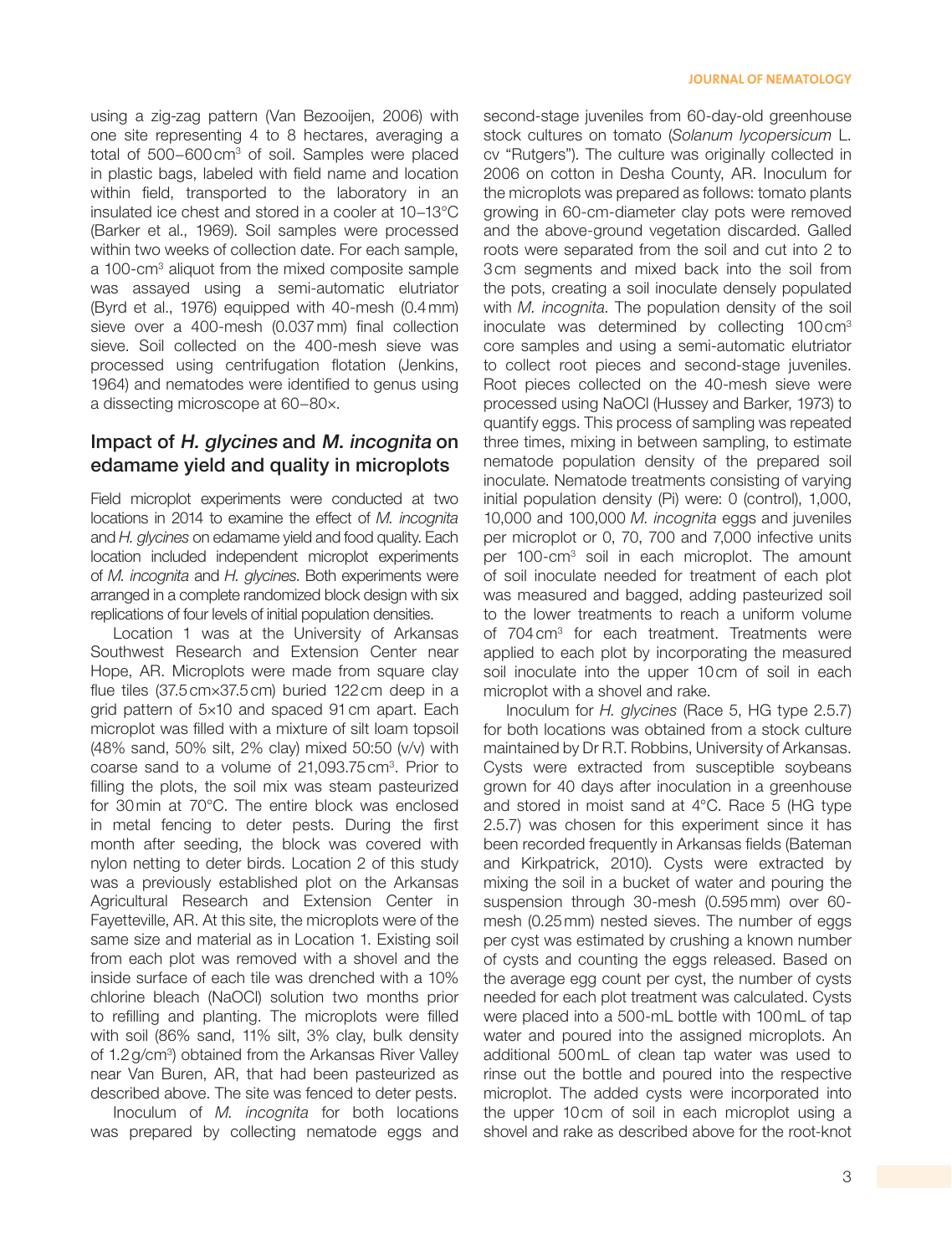using a zig-zag pattern (Van Bezooijen, 2006) with one site representing 4 to 8 hectares, averaging a total of 500–600 $cm^3$ of soil. Samples were placed in plastic bags, labeled with field name and location within field, transported to the laboratory in an insulated ice chest and stored in a cooler at 10–13°C (Barker et al., 1969). Soil samples were processed within two weeks of collection date. For each sample, a 100-$cm^3$ aliquot from the mixed composite sample was assayed using a semi-automatic elutriator (Byrd et al., 1976) equipped with 40-mesh (0.4 mm) sieve over a 400-mesh (0.037 mm) final collection sieve. Soil collected on the 400-mesh sieve was processed using centrifugation flotation (Jenkins, 1964) and nematodes were identified to genus using a dissecting microscope at 60–80×.

## Impact of *H. glycines* and *M. incognita* on edamame yield and quality in microplots

Field microplot experiments were conducted at two locations in 2014 to examine the effect of *M. incognita* and *H. glycines* on edamame yield and food quality. Each location included independent microplot experiments of *M. incognita* and *H. glycines*. Both experiments were arranged in a complete randomized block design with six replications of four levels of initial population densities.

Location 1 was at the University of Arkansas Southwest Research and Extension Center near Hope, AR. Microplots were made from square clay flue tiles (37.5 cm×37.5 cm) buried 122 cm deep in a grid pattern of 5×10 and spaced 91 cm apart. Each microplot was filled with a mixture of silt loam topsoil (48% sand, 50% silt, 2% clay) mixed 50:50 (v/v) with coarse sand to a volume of 21,093.75 $cm^3$. Prior to filling the plots, the soil mix was steam pasteurized for 30 min at 70°C. The entire block was enclosed in metal fencing to deter pests. During the first month after seeding, the block was covered with nylon netting to deter birds. Location 2 of this study was a previously established plot on the Arkansas Agricultural Research and Extension Center in Fayetteville, AR. At this site, the microplots were of the same size and material as in Location 1. Existing soil from each plot was removed with a shovel and the inside surface of each tile was drenched with a 10% chlorine bleach (NaOCl) solution two months prior to refilling and planting. The microplots were filled with soil (86% sand, 11% silt, 3% clay, bulk density of 1.2 g/$cm^3$) obtained from the Arkansas River Valley near Van Buren, AR, that had been pasteurized as described above. The site was fenced to deter pests.

Inoculum of *M. incognita* for both locations was prepared by collecting nematode eggs and second-stage juveniles from 60-day-old greenhouse stock cultures on tomato (*Solanum lycopersicum* L. cv "Rutgers"). The culture was originally collected in 2006 on cotton in Desha County, AR. Inoculum for the microplots was prepared as follows: tomato plants growing in 60-cm-diameter clay pots were removed and the above-ground vegetation discarded. Galled roots were separated from the soil and cut into 2 to 3 cm segments and mixed back into the soil from the pots, creating a soil inoculate densely populated with *M. incognita*. The population density of the soil inoculate was determined by collecting 100 $cm^3$ core samples and using a semi-automatic elutriator to collect root pieces and second-stage juveniles. Root pieces collected on the 40-mesh sieve were processed using NaOCl (Hussey and Barker, 1973) to quantify eggs. This process of sampling was repeated three times, mixing in between sampling, to estimate nematode population density of the prepared soil inoculate. Nematode treatments consisting of varying initial population density (Pi) were: 0 (control), 1,000, 10,000 and 100,000 *M. incognita* eggs and juveniles per microplot or 0, 70, 700 and 7,000 infective units per 100-$cm^3$ soil in each microplot. The amount of soil inoculate needed for treatment of each plot was measured and bagged, adding pasteurized soil to the lower treatments to reach a uniform volume of 704 $cm^3$ for each treatment. Treatments were applied to each plot by incorporating the measured soil inoculate into the upper 10 cm of soil in each microplot with a shovel and rake.

Inoculum for *H. glycines* (Race 5, HG type 2.5.7) for both locations was obtained from a stock culture maintained by Dr R.T. Robbins, University of Arkansas. Cysts were extracted from susceptible soybeans grown for 40 days after inoculation in a greenhouse and stored in moist sand at 4°C. Race 5 (HG type 2.5.7) was chosen for this experiment since it has been recorded frequently in Arkansas fields (Bateman and Kirkpatrick, 2010). Cysts were extracted by mixing the soil in a bucket of water and pouring the suspension through 30-mesh (0.595 mm) over 60-mesh (0.25 mm) nested sieves. The number of eggs per cyst was estimated by crushing a known number of cysts and counting the eggs released. Based on the average egg count per cyst, the number of cysts needed for each plot treatment was calculated. Cysts were placed into a 500-mL bottle with 100 mL of tap water and poured into the assigned microplots. An additional 500 mL of clean tap water was used to rinse out the bottle and poured into the respective microplot. The added cysts were incorporated into the upper 10 cm of soil in each microplot using a shovel and rake as described above for the root-knot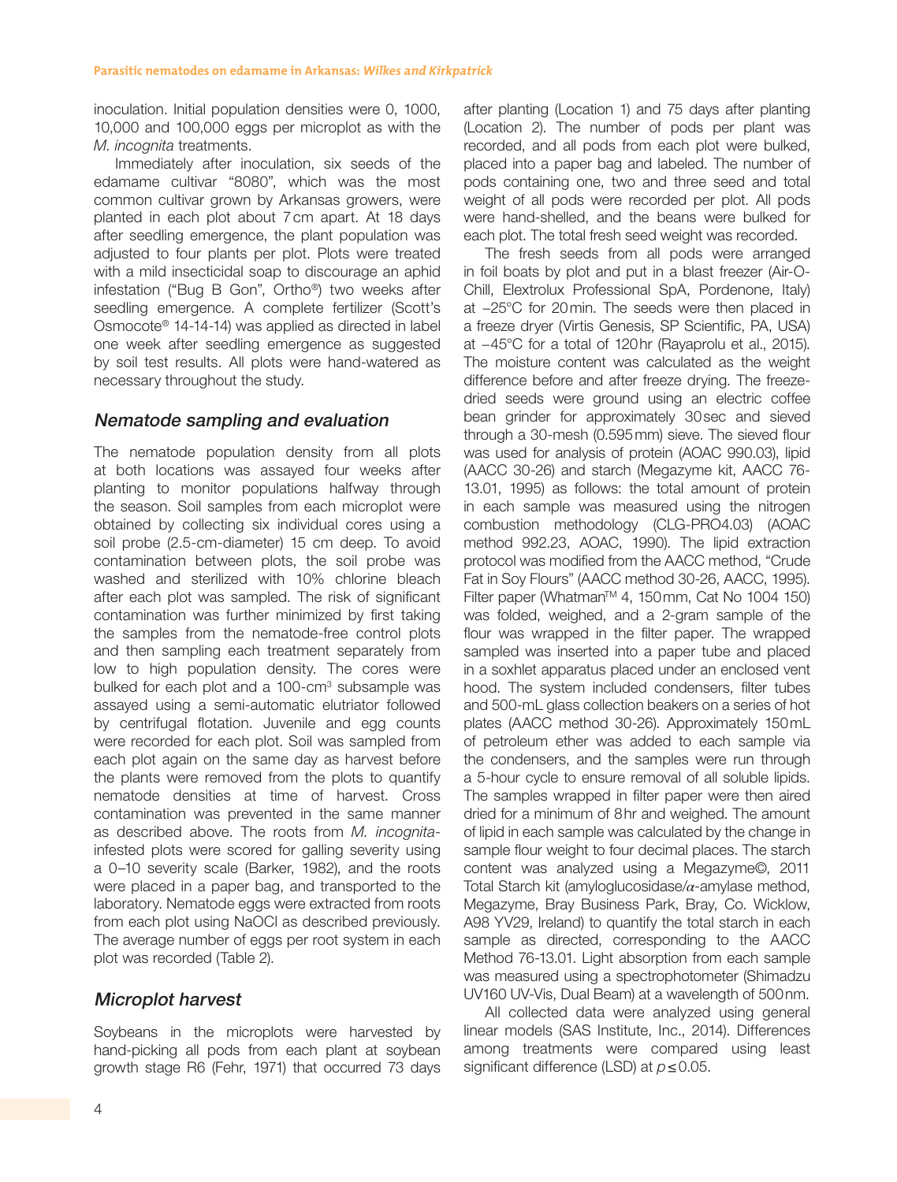inoculation. Initial population densities were 0, 1000, 10,000 and 100,000 eggs per microplot as with the *M. incognita* treatments.

Immediately after inoculation, six seeds of the edamame cultivar "8080", which was the most common cultivar grown by Arkansas growers, were planted in each plot about 7 cm apart. At 18 days after seedling emergence, the plant population was adjusted to four plants per plot. Plots were treated with a mild insecticidal soap to discourage an aphid infestation ("Bug B Gon", Ortho®) two weeks after seedling emergence. A complete fertilizer (Scott's Osmocote® 14-14-14) was applied as directed in label one week after seedling emergence as suggested by soil test results. All plots were hand-watered as necessary throughout the study.

### *Nematode sampling and evaluation*

The nematode population density from all plots at both locations was assayed four weeks after planting to monitor populations halfway through the season. Soil samples from each microplot were obtained by collecting six individual cores using a soil probe (2.5-cm-diameter) 15 cm deep. To avoid contamination between plots, the soil probe was washed and sterilized with 10% chlorine bleach after each plot was sampled. The risk of significant contamination was further minimized by first taking the samples from the nematode-free control plots and then sampling each treatment separately from low to high population density. The cores were bulked for each plot and a 100-cm$^3$ subsample was assayed using a semi-automatic elutriator followed by centrifugal flotation. Juvenile and egg counts were recorded for each plot. Soil was sampled from each plot again on the same day as harvest before the plants were removed from the plots to quantify nematode densities at time of harvest. Cross contamination was prevented in the same manner as described above. The roots from *M. incognita*-infested plots were scored for galling severity using a 0–10 severity scale (Barker, 1982), and the roots were placed in a paper bag, and transported to the laboratory. Nematode eggs were extracted from roots from each plot using NaOCl as described previously. The average number of eggs per root system in each plot was recorded (Table 2).

### *Microplot harvest*

Soybeans in the microplots were harvested by hand-picking all pods from each plant at soybean growth stage R6 (Fehr, 1971) that occurred 73 days after planting (Location 1) and 75 days after planting (Location 2). The number of pods per plant was recorded, and all pods from each plot were bulked, placed into a paper bag and labeled. The number of pods containing one, two and three seed and total weight of all pods were recorded per plot. All pods were hand-shelled, and the beans were bulked for each plot. The total fresh seed weight was recorded.

The fresh seeds from all pods were arranged in foil boats by plot and put in a blast freezer (Air-O-Chill, Elextrolux Professional SpA, Pordenone, Italy) at −25°C for 20 min. The seeds were then placed in a freeze dryer (Virtis Genesis, SP Scientific, PA, USA) at −45°C for a total of 120 hr (Rayaprolu et al., 2015). The moisture content was calculated as the weight difference before and after freeze drying. The freeze-dried seeds were ground using an electric coffee bean grinder for approximately 30 sec and sieved through a 30-mesh (0.595 mm) sieve. The sieved flour was used for analysis of protein (AOAC 990.03), lipid (AACC 30-26) and starch (Megazyme kit, AACC 76-13.01, 1995) as follows: the total amount of protein in each sample was measured using the nitrogen combustion methodology (CLG-PRO4.03) (AOAC method 992.23, AOAC, 1990). The lipid extraction protocol was modified from the AACC method, "Crude Fat in Soy Flours" (AACC method 30-26, AACC, 1995). Filter paper (Whatman™ 4, 150 mm, Cat No 1004 150) was folded, weighed, and a 2-gram sample of the flour was wrapped in the filter paper. The wrapped sampled was inserted into a paper tube and placed in a soxhlet apparatus placed under an enclosed vent hood. The system included condensers, filter tubes and 500-mL glass collection beakers on a series of hot plates (AACC method 30-26). Approximately 150 mL of petroleum ether was added to each sample via the condensers, and the samples were run through a 5-hour cycle to ensure removal of all soluble lipids. The samples wrapped in filter paper were then aired dried for a minimum of 8 hr and weighed. The amount of lipid in each sample was calculated by the change in sample flour weight to four decimal places. The starch content was analyzed using a Megazyme©, 2011 Total Starch kit (amyloglucosidase/$\alpha$-amylase method, Megazyme, Bray Business Park, Bray, Co. Wicklow, A98 YV29, Ireland) to quantify the total starch in each sample as directed, corresponding to the AACC Method 76-13.01. Light absorption from each sample was measured using a spectrophotometer (Shimadzu UV160 UV-Vis, Dual Beam) at a wavelength of 500 nm.

All collected data were analyzed using general linear models (SAS Institute, Inc., 2014). Differences among treatments were compared using least significant difference (LSD) at $p \leq 0.05$.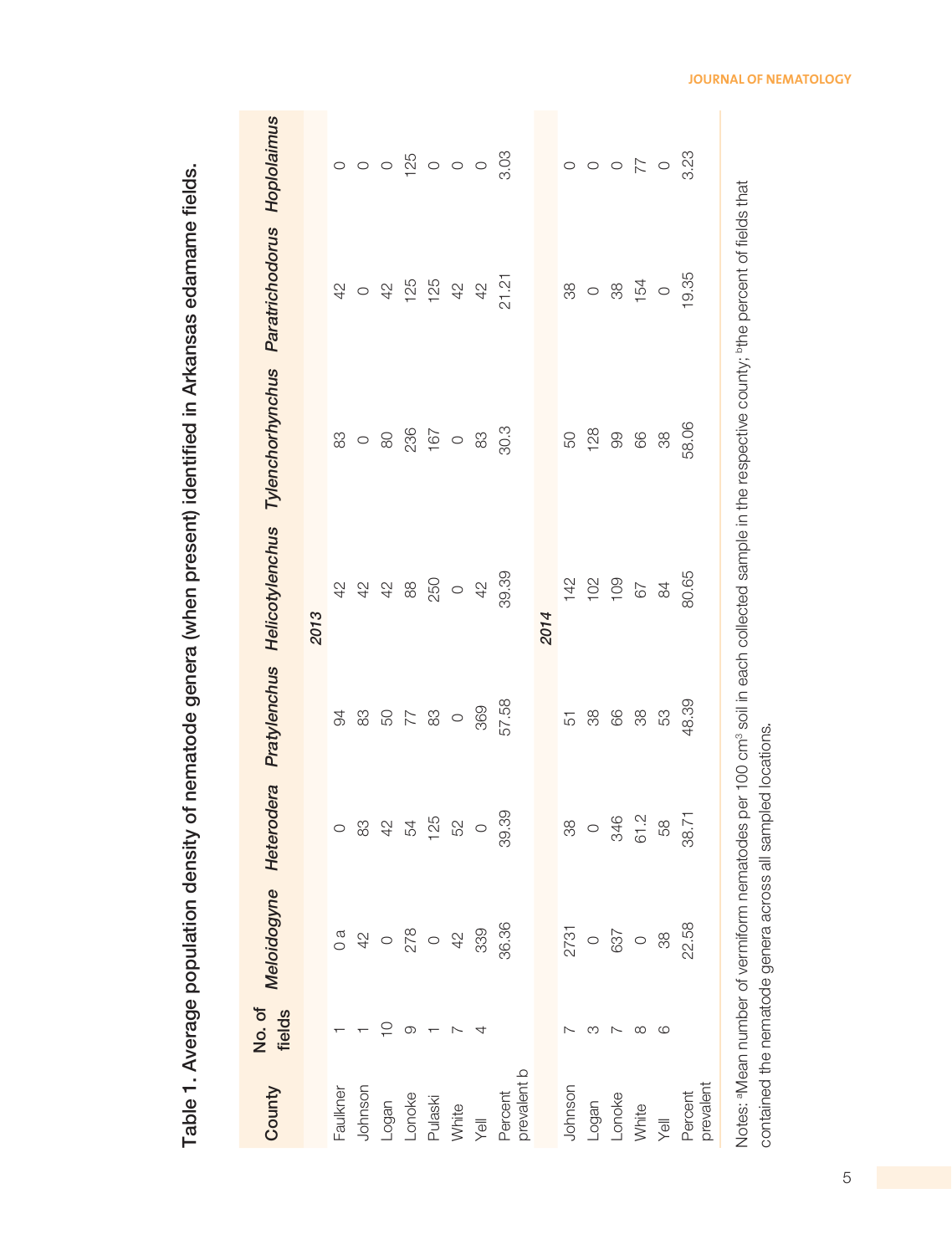## Table 1. Average population density of nematode genera (when present) identified in Arkansas edamame fields.

| County | No. of fields | *Meloidogyne* | *Heterodera* | *Pratylenchus* | *Helicotylenchus* | *Tylenchorhynchus* | *Paratrichodorus* | *Hoplolaimus* |
|---|---|---|---|---|---|---|---|---|
| | | | | *2013* | | | | |
| Faulkner | 1 | 0 a | 0 | 94 | 42 | 83 | 42 | 0 |
| Johnson | 1 | 42 | 83 | 83 | 42 | 0 | 0 | 0 |
| Logan | 10 | 0 | 42 | 50 | 42 | 80 | 42 | 0 |
| Lonoke | 9 | 278 | 54 | 77 | 88 | 236 | 125 | 125 |
| Pulaski | 1 | 0 | 125 | 83 | 250 | 167 | 125 | 0 |
| White | 7 | 42 | 52 | 0 | 0 | 0 | 42 | 0 |
| Yell | 4 | 339 | 0 | 369 | 42 | 83 | 42 | 0 |
| Percent prevalent b | | 36.36 | 39.39 | 57.58 | 39.39 | 30.3 | 21.21 | 3.03 |
| | | | | *2014* | | | | |
| Johnson | 7 | 2731 | 38 | 51 | 142 | 50 | 38 | 0 |
| Logan | 3 | 0 | 0 | 38 | 102 | 128 | 0 | 0 |
| Lonoke | 7 | 637 | 346 | 66 | 109 | 99 | 38 | 0 |
| White | 8 | 0 | 61.2 | 38 | 67 | 66 | 154 | 77 |
| Yell | 6 | 38 | 58 | 53 | 84 | 38 | 0 | 0 |
| Percent prevalent | | 22.58 | 38.71 | 48.39 | 80.65 | 58.06 | 19.35 | 3.23 |

Notes: [a]Mean number of vermiform nematodes per 100 $cm^3$ soil in each collected sample in the respective county; [b]the percent of fields that contained the nematode genera across all sampled locations.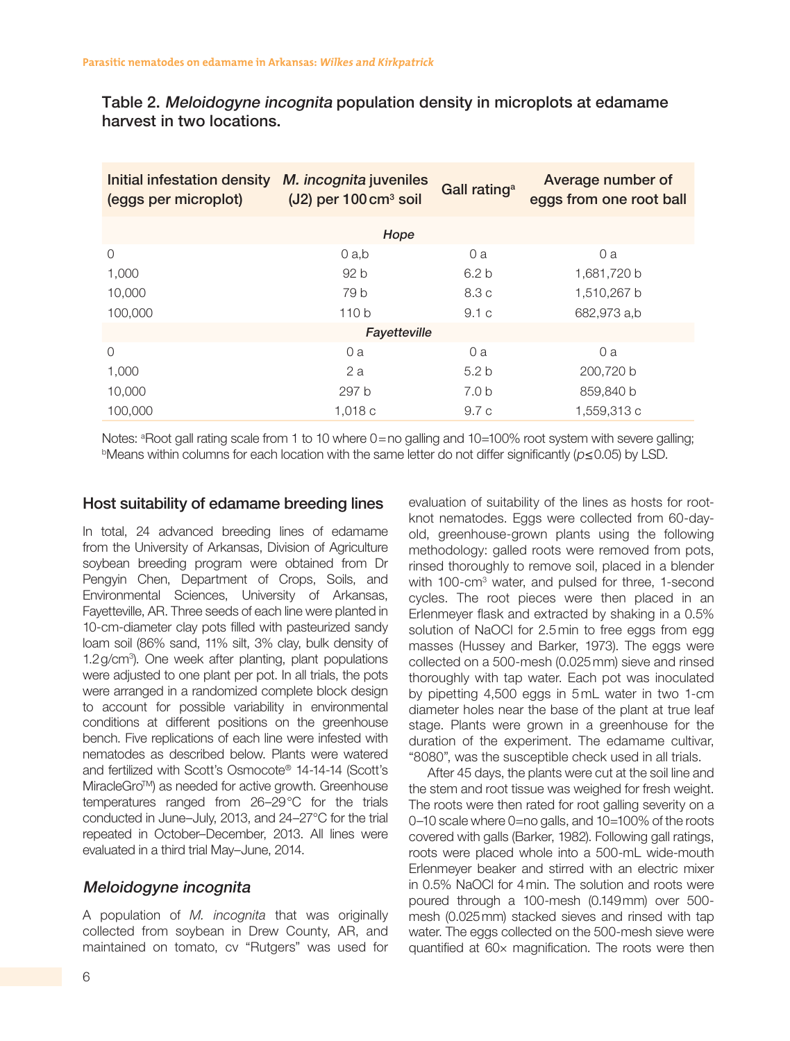Table 2. *Meloidogyne incognita* population density in microplots at edamame harvest in two locations.

| Initial infestation density (eggs per microplot) | *M. incognita* juveniles (J2) per 100 cm³ soil | Gall rating[a] | Average number of eggs from one root ball |
|---|---|---|---|
| *Hope* | | | |
| 0 | 0 a,b | 0 a | 0 a |
| 1,000 | 92 b | 6.2 b | 1,681,720 b |
| 10,000 | 79 b | 8.3 c | 1,510,267 b |
| 100,000 | 110 b | 9.1 c | 682,973 a,b |
| *Fayetteville* | | | |
| 0 | 0 a | 0 a | 0 a |
| 1,000 | 2 a | 5.2 b | 200,720 b |
| 10,000 | 297 b | 7.0 b | 859,840 b |
| 100,000 | 1,018 c | 9.7 c | 1,559,313 c |

Notes: [a]Root gall rating scale from 1 to 10 where 0 = no galling and 10 = 100% root system with severe galling; [b]Means within columns for each location with the same letter do not differ significantly ($p \leq 0.05$) by LSD.

## Host suitability of edamame breeding lines

In total, 24 advanced breeding lines of edamame from the University of Arkansas, Division of Agriculture soybean breeding program were obtained from Dr Pengyin Chen, Department of Crops, Soils, and Environmental Sciences, University of Arkansas, Fayetteville, AR. Three seeds of each line were planted in 10-cm-diameter clay pots filled with pasteurized sandy loam soil (86% sand, 11% silt, 3% clay, bulk density of 1.2 g/cm³). One week after planting, plant populations were adjusted to one plant per pot. In all trials, the pots were arranged in a randomized complete block design to account for possible variability in environmental conditions at different positions on the greenhouse bench. Five replications of each line were infested with nematodes as described below. Plants were watered and fertilized with Scott's Osmocote® 14-14-14 (Scott's MiracleGro™) as needed for active growth. Greenhouse temperatures ranged from 26–29 °C for the trials conducted in June–July, 2013, and 24–27 °C for the trial repeated in October–December, 2013. All lines were evaluated in a third trial May–June, 2014.

### *Meloidogyne incognita*

A population of *M. incognita* that was originally collected from soybean in Drew County, AR, and maintained on tomato, cv "Rutgers" was used for evaluation of suitability of the lines as hosts for root-knot nematodes. Eggs were collected from 60-day-old, greenhouse-grown plants using the following methodology: galled roots were removed from pots, rinsed thoroughly to remove soil, placed in a blender with 100-cm³ water, and pulsed for three, 1-second cycles. The root pieces were then placed in an Erlenmeyer flask and extracted by shaking in a 0.5% solution of NaOCl for 2.5 min to free eggs from egg masses (Hussey and Barker, 1973). The eggs were collected on a 500-mesh (0.025 mm) sieve and rinsed thoroughly with tap water. Each pot was inoculated by pipetting 4,500 eggs in 5 mL water in two 1-cm diameter holes near the base of the plant at true leaf stage. Plants were grown in a greenhouse for the duration of the experiment. The edamame cultivar, "8080", was the susceptible check used in all trials.

After 45 days, the plants were cut at the soil line and the stem and root tissue was weighed for fresh weight. The roots were then rated for root galling severity on a 0–10 scale where 0 = no galls, and 10 = 100% of the roots covered with galls (Barker, 1982). Following gall ratings, roots were placed whole into a 500-mL wide-mouth Erlenmeyer beaker and stirred with an electric mixer in 0.5% NaOCl for 4 min. The solution and roots were poured through a 100-mesh (0.149 mm) over 500-mesh (0.025 mm) stacked sieves and rinsed with tap water. The eggs collected on the 500-mesh sieve were quantified at 60× magnification. The roots were then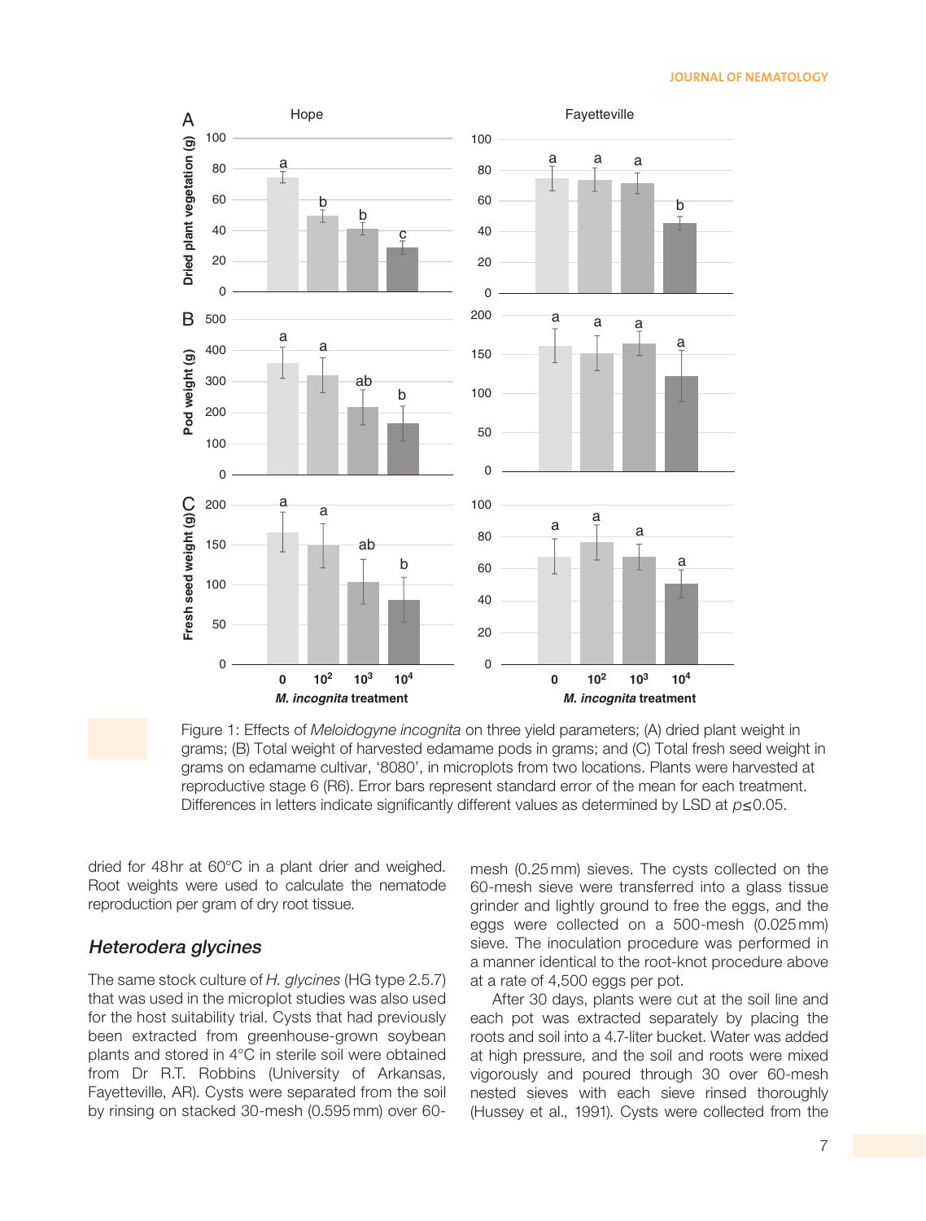Figure 1: Effects of *Meloidogyne incognita* on three yield parameters; (A) dried plant weight in grams; (B) Total weight of harvested edamame pods in grams; and (C) Total fresh seed weight in grams on edamame cultivar, '8080', in microplots from two locations. Plants were harvested at reproductive stage 6 (R6). Error bars represent standard error of the mean for each treatment. Differences in letters indicate significantly different values as determined by LSD at $p \leq 0.05$.

dried for 48 hr at 60°C in a plant drier and weighed. Root weights were used to calculate the nematode reproduction per gram of dry root tissue.

## *Heterodera glycines*

The same stock culture of *H. glycines* (HG type 2.5.7) that was used in the microplot studies was also used for the host suitability trial. Cysts that had previously been extracted from greenhouse-grown soybean plants and stored in 4°C in sterile soil were obtained from Dr R.T. Robbins (University of Arkansas, Fayetteville, AR). Cysts were separated from the soil by rinsing on stacked 30-mesh (0.595 mm) over 60-mesh (0.25 mm) sieves. The cysts collected on the 60-mesh sieve were transferred into a glass tissue grinder and lightly ground to free the eggs, and the eggs were collected on a 500-mesh (0.025 mm) sieve. The inoculation procedure was performed in a manner identical to the root-knot procedure above at a rate of 4,500 eggs per pot.

After 30 days, plants were cut at the soil line and each pot was extracted separately by placing the roots and soil into a 4.7-liter bucket. Water was added at high pressure, and the soil and roots were mixed vigorously and poured through 30 over 60-mesh nested sieves with each sieve rinsed thoroughly (Hussey et al., 1991). Cysts were collected from the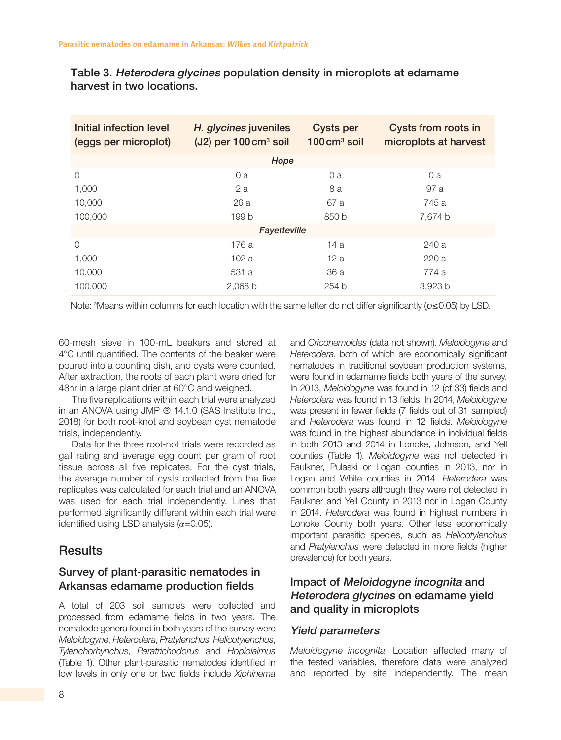Table 3. *Heterodera glycines* population density in microplots at edamame harvest in two locations.

| Initial infection level (eggs per microplot) | *H. glycines* juveniles (J2) per 100 cm³ soil | Cysts per 100 cm³ soil | Cysts from roots in microplots at harvest |
|---|---|---|---|
| ***Hope*** | | | |
| 0 | 0 a | 0 a | 0 a |
| 1,000 | 2 a | 8 a | 97 a |
| 10,000 | 26 a | 67 a | 745 a |
| 100,000 | 199 b | 850 b | 7,674 b |
| ***Fayetteville*** | | | |
| 0 | 176 a | 14 a | 240 a |
| 1,000 | 102 a | 12 a | 220 a |
| 10,000 | 531 a | 36 a | 774 a |
| 100,000 | 2,068 b | 254 b | 3,923 b |

Note: [a]Means within columns for each location with the same letter do not differ significantly ($p \leq 0.05$) by LSD.

60-mesh sieve in 100-mL beakers and stored at 4°C until quantified. The contents of the beaker were poured into a counting dish, and cysts were counted. After extraction, the roots of each plant were dried for 48hr in a large plant drier at 60°C and weighed.

The five replications within each trial were analyzed in an ANOVA using JMP ® 14.1.0 (SAS Institute Inc., 2018) for both root-knot and soybean cyst nematode trials, independently.

Data for the three root-not trials were recorded as gall rating and average egg count per gram of root tissue across all five replicates. For the cyst trials, the average number of cysts collected from the five replicates was calculated for each trial and an ANOVA was used for each trial independently. Lines that performed significantly different within each trial were identified using LSD analysis ($\alpha$=0.05).

## Results

### Survey of plant-parasitic nematodes in Arkansas edamame production fields

A total of 203 soil samples were collected and processed from edamame fields in two years. The nematode genera found in both years of the survey were *Meloidogyne*, *Heterodera*, *Pratylenchus*, *Helicotylenchus*, *Tylenchorhynchus*, *Paratrichodorus* and *Hoplolaimus* (Table 1). Other plant-parasitic nematodes identified in low levels in only one or two fields include *Xiphinema* and *Criconemoides* (data not shown). *Meloidogyne* and *Heterodera*, both of which are economically significant nematodes in traditional soybean production systems, were found in edamame fields both years of the survey. In 2013, *Meloidogyne* was found in 12 (of 33) fields and *Heterodera* was found in 13 fields. In 2014, *Meloidogyne* was present in fewer fields (7 fields out of 31 sampled) and *Heterodera* was found in 12 fields. *Meloidogyne* was found in the highest abundance in individual fields in both 2013 and 2014 in Lonoke, Johnson, and Yell counties (Table 1). *Meloidogyne* was not detected in Faulkner, Pulaski or Logan counties in 2013, nor in Logan and White counties in 2014. *Heterodera* was common both years although they were not detected in Faulkner and Yell County in 2013 nor in Logan County in 2014. *Heterodera* was found in highest numbers in Lonoke County both years. Other less economically important parasitic species, such as *Helicotylenchus* and *Pratylenchus* were detected in more fields (higher prevalence) for both years.

### Impact of *Meloidogyne incognita* and *Heterodera glycines* on edamame yield and quality in microplots

#### *Yield parameters*

*Meloidogyne incognita*: Location affected many of the tested variables, therefore data were analyzed and reported by site independently. The mean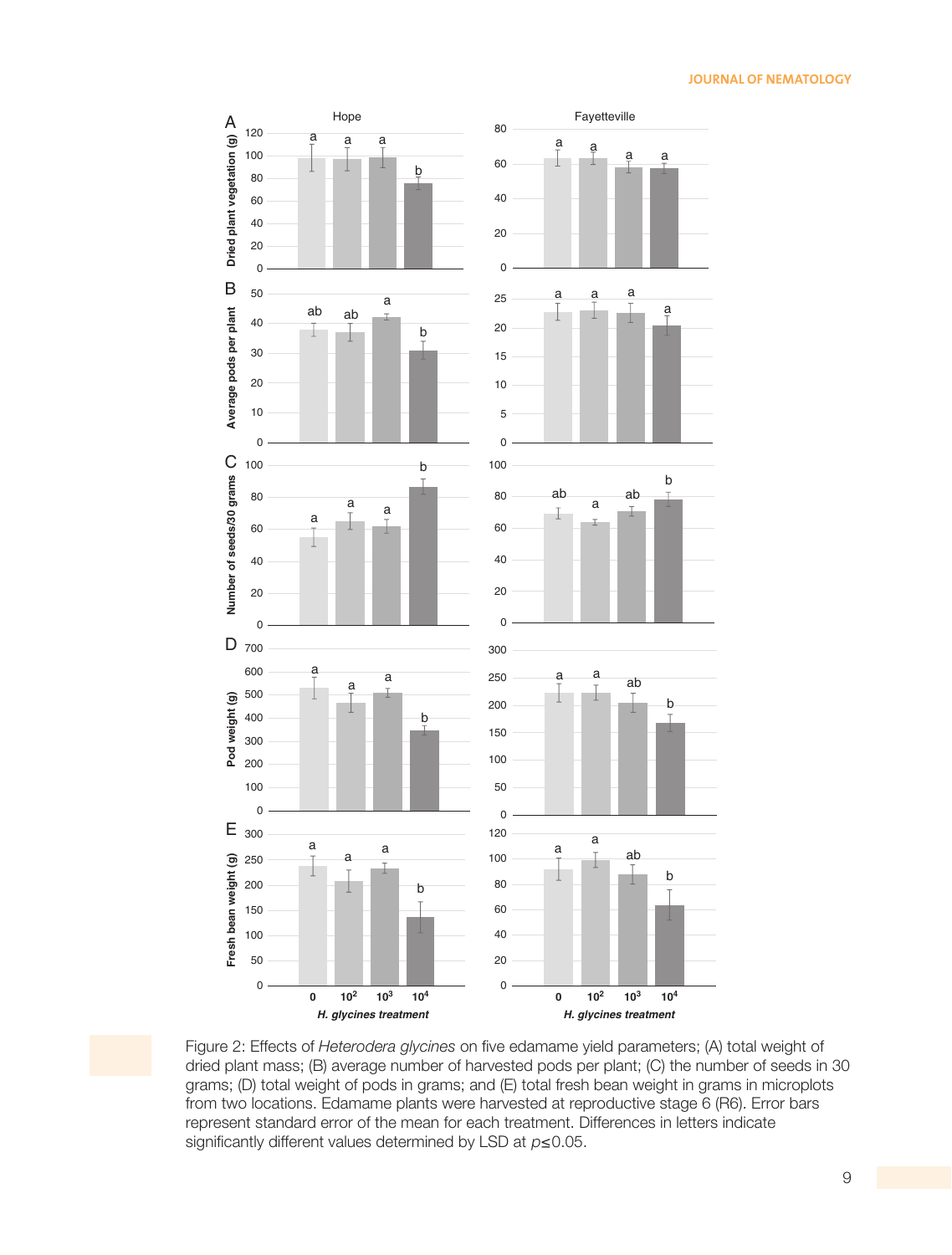Figure 2: Effects of *Heterodera glycines* on five edamame yield parameters; (A) total weight of dried plant mass; (B) average number of harvested pods per plant; (C) the number of seeds in 30 grams; (D) total weight of pods in grams; and (E) total fresh bean weight in grams in microplots from two locations. Edamame plants were harvested at reproductive stage 6 (R6). Error bars represent standard error of the mean for each treatment. Differences in letters indicate significantly different values determined by LSD at $p \leq 0.05$.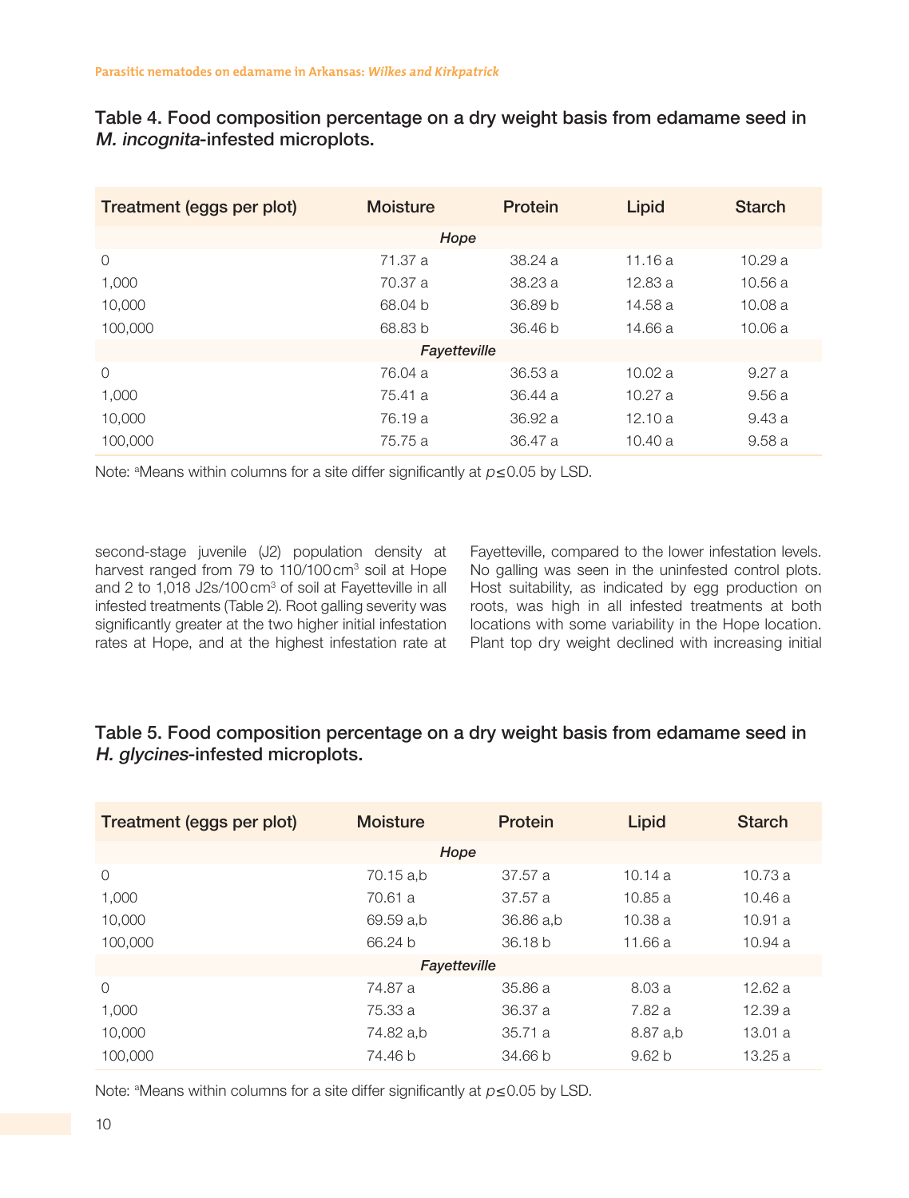**Table 4. Food composition percentage on a dry weight basis from edamame seed in *M. incognita*-infested microplots.**

| Treatment (eggs per plot) | Moisture | Protein | Lipid | Starch |
|---|---|---|---|---|
| | | *Hope* | | |
| 0 | 71.37 a | 38.24 a | 11.16 a | 10.29 a |
| 1,000 | 70.37 a | 38.23 a | 12.83 a | 10.56 a |
| 10,000 | 68.04 b | 36.89 b | 14.58 a | 10.08 a |
| 100,000 | 68.83 b | 36.46 b | 14.66 a | 10.06 a |
| | | *Fayetteville* | | |
| 0 | 76.04 a | 36.53 a | 10.02 a | 9.27 a |
| 1,000 | 75.41 a | 36.44 a | 10.27 a | 9.56 a |
| 10,000 | 76.19 a | 36.92 a | 12.10 a | 9.43 a |
| 100,000 | 75.75 a | 36.47 a | 10.40 a | 9.58 a |

Note: [a]Means within columns for a site differ significantly at $p \leq 0.05$ by LSD.

second-stage juvenile (J2) population density at harvest ranged from 79 to 110/100 cm$^3$ soil at Hope and 2 to 1,018 J2s/100 cm$^3$ of soil at Fayetteville in all infested treatments (Table 2). Root galling severity was significantly greater at the two higher initial infestation rates at Hope, and at the highest infestation rate at Fayetteville, compared to the lower infestation levels. No galling was seen in the uninfested control plots. Host suitability, as indicated by egg production on roots, was high in all infested treatments at both locations with some variability in the Hope location. Plant top dry weight declined with increasing initial

**Table 5. Food composition percentage on a dry weight basis from edamame seed in *H. glycines*-infested microplots.**

| Treatment (eggs per plot) | Moisture | Protein | Lipid | Starch |
|---|---|---|---|---|
| | | *Hope* | | |
| 0 | 70.15 a,b | 37.57 a | 10.14 a | 10.73 a |
| 1,000 | 70.61 a | 37.57 a | 10.85 a | 10.46 a |
| 10,000 | 69.59 a,b | 36.86 a,b | 10.38 a | 10.91 a |
| 100,000 | 66.24 b | 36.18 b | 11.66 a | 10.94 a |
| | | *Fayetteville* | | |
| 0 | 74.87 a | 35.86 a | 8.03 a | 12.62 a |
| 1,000 | 75.33 a | 36.37 a | 7.82 a | 12.39 a |
| 10,000 | 74.82 a,b | 35.71 a | 8.87 a,b | 13.01 a |
| 100,000 | 74.46 b | 34.66 b | 9.62 b | 13.25 a |

Note: [a]Means within columns for a site differ significantly at $p \leq 0.05$ by LSD.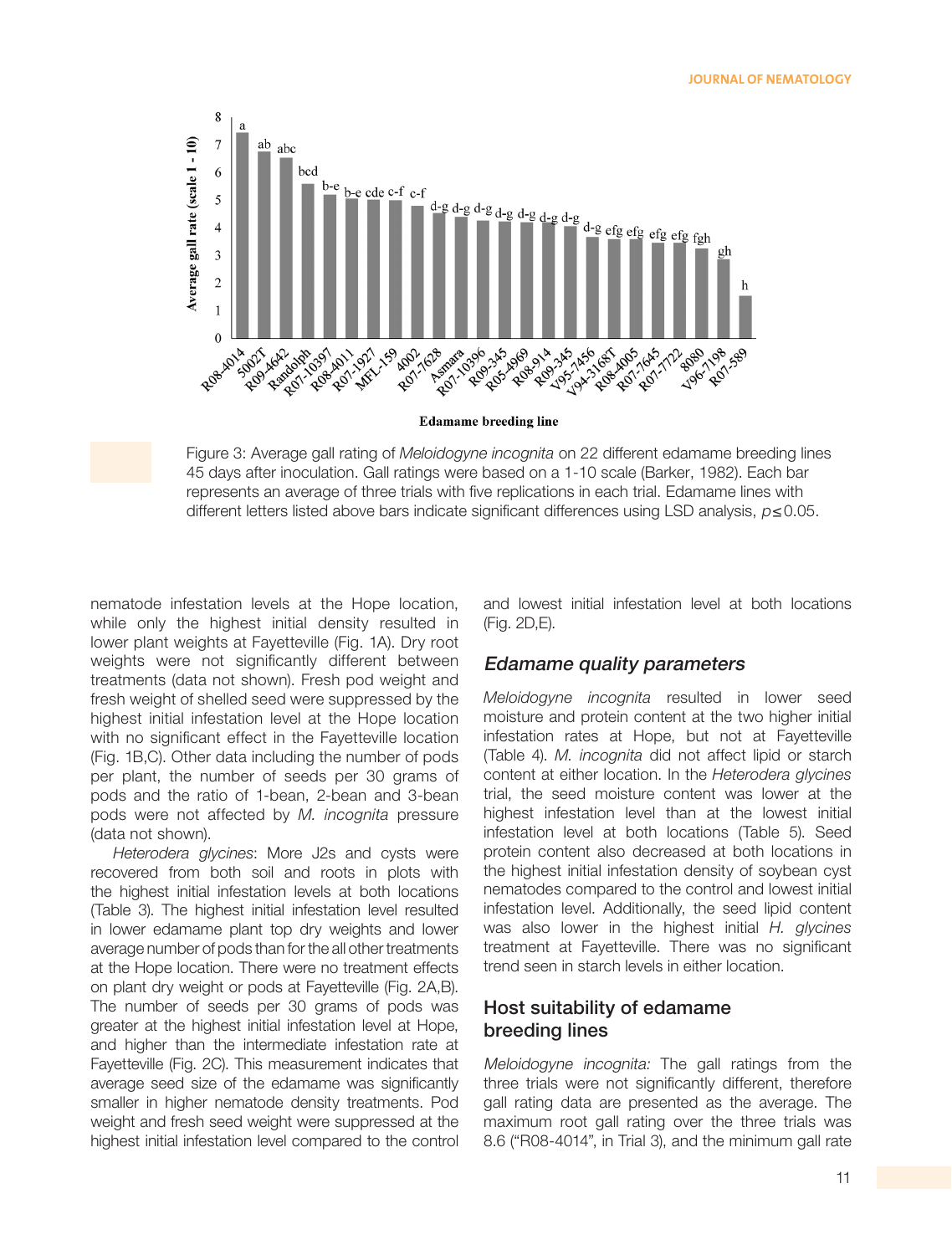Figure 3: Average gall rating of *Meloidogyne incognita* on 22 different edamame breeding lines 45 days after inoculation. Gall ratings were based on a 1-10 scale (Barker, 1982). Each bar represents an average of three trials with five replications in each trial. Edamame lines with different letters listed above bars indicate significant differences using LSD analysis, $p \leq 0.05$.

nematode infestation levels at the Hope location, while only the highest initial density resulted in lower plant weights at Fayetteville (Fig. 1A). Dry root weights were not significantly different between treatments (data not shown). Fresh pod weight and fresh weight of shelled seed were suppressed by the highest initial infestation level at the Hope location with no significant effect in the Fayetteville location (Fig. 1B,C). Other data including the number of pods per plant, the number of seeds per 30 grams of pods and the ratio of 1-bean, 2-bean and 3-bean pods were not affected by *M. incognita* pressure (data not shown).

*Heterodera glycines*: More J2s and cysts were recovered from both soil and roots in plots with the highest initial infestation levels at both locations (Table 3). The highest initial infestation level resulted in lower edamame plant top dry weights and lower average number of pods than for the all other treatments at the Hope location. There were no treatment effects on plant dry weight or pods at Fayetteville (Fig. 2A,B). The number of seeds per 30 grams of pods was greater at the highest initial infestation level at Hope, and higher than the intermediate infestation rate at Fayetteville (Fig. 2C). This measurement indicates that average seed size of the edamame was significantly smaller in higher nematode density treatments. Pod weight and fresh seed weight were suppressed at the highest initial infestation level compared to the control and lowest initial infestation level at both locations (Fig. 2D,E).

## *Edamame quality parameters*

*Meloidogyne incognita* resulted in lower seed moisture and protein content at the two higher initial infestation rates at Hope, but not at Fayetteville (Table 4). *M. incognita* did not affect lipid or starch content at either location. In the *Heterodera glycines* trial, the seed moisture content was lower at the highest infestation level than at the lowest initial infestation level at both locations (Table 5). Seed protein content also decreased at both locations in the highest initial infestation density of soybean cyst nematodes compared to the control and lowest initial infestation level. Additionally, the seed lipid content was also lower in the highest initial *H. glycines* treatment at Fayetteville. There was no significant trend seen in starch levels in either location.

## Host suitability of edamame breeding lines

*Meloidogyne incognita:* The gall ratings from the three trials were not significantly different, therefore gall rating data are presented as the average. The maximum root gall rating over the three trials was 8.6 ("R08-4014", in Trial 3), and the minimum gall rate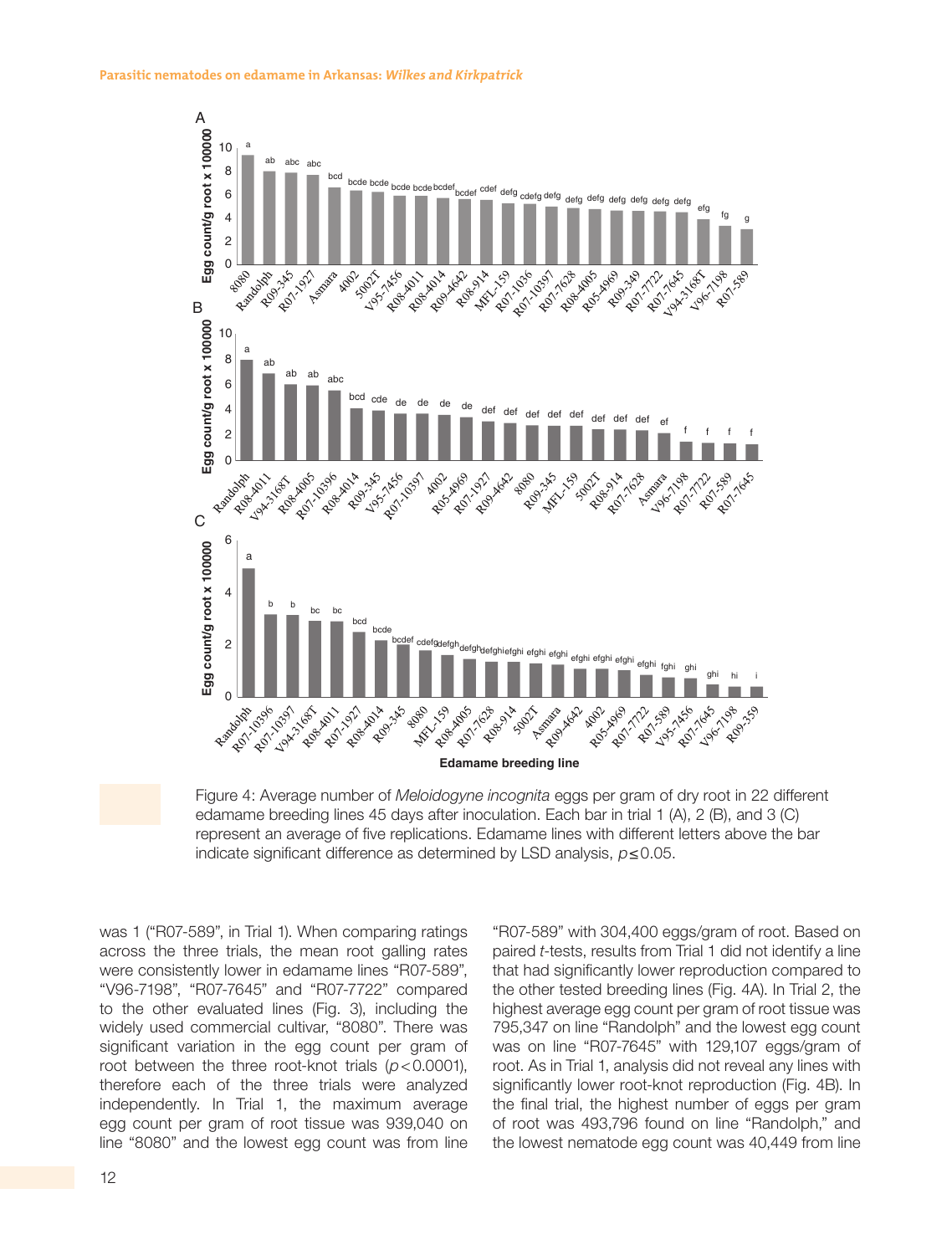Figure 4: Average number of *Meloidogyne incognita* eggs per gram of dry root in 22 different edamame breeding lines 45 days after inoculation. Each bar in trial 1 (A), 2 (B), and 3 (C) represent an average of five replications. Edamame lines with different letters above the bar indicate significant difference as determined by LSD analysis, $p \leq 0.05$.

was 1 ("R07-589", in Trial 1). When comparing ratings across the three trials, the mean root galling rates were consistently lower in edamame lines "R07-589", "V96-7198", "R07-7645" and "R07-7722" compared to the other evaluated lines (Fig. 3), including the widely used commercial cultivar, "8080". There was significant variation in the egg count per gram of root between the three root-knot trials ($p < 0.0001$), therefore each of the three trials were analyzed independently. In Trial 1, the maximum average egg count per gram of root tissue was 939,040 on line "8080" and the lowest egg count was from line "R07-589" with 304,400 eggs/gram of root. Based on paired *t*-tests, results from Trial 1 did not identify a line that had significantly lower reproduction compared to the other tested breeding lines (Fig. 4A). In Trial 2, the highest average egg count per gram of root tissue was 795,347 on line "Randolph" and the lowest egg count was on line "R07-7645" with 129,107 eggs/gram of root. As in Trial 1, analysis did not reveal any lines with significantly lower root-knot reproduction (Fig. 4B). In the final trial, the highest number of eggs per gram of root was 493,796 found on line "Randolph," and the lowest nematode egg count was 40,449 from line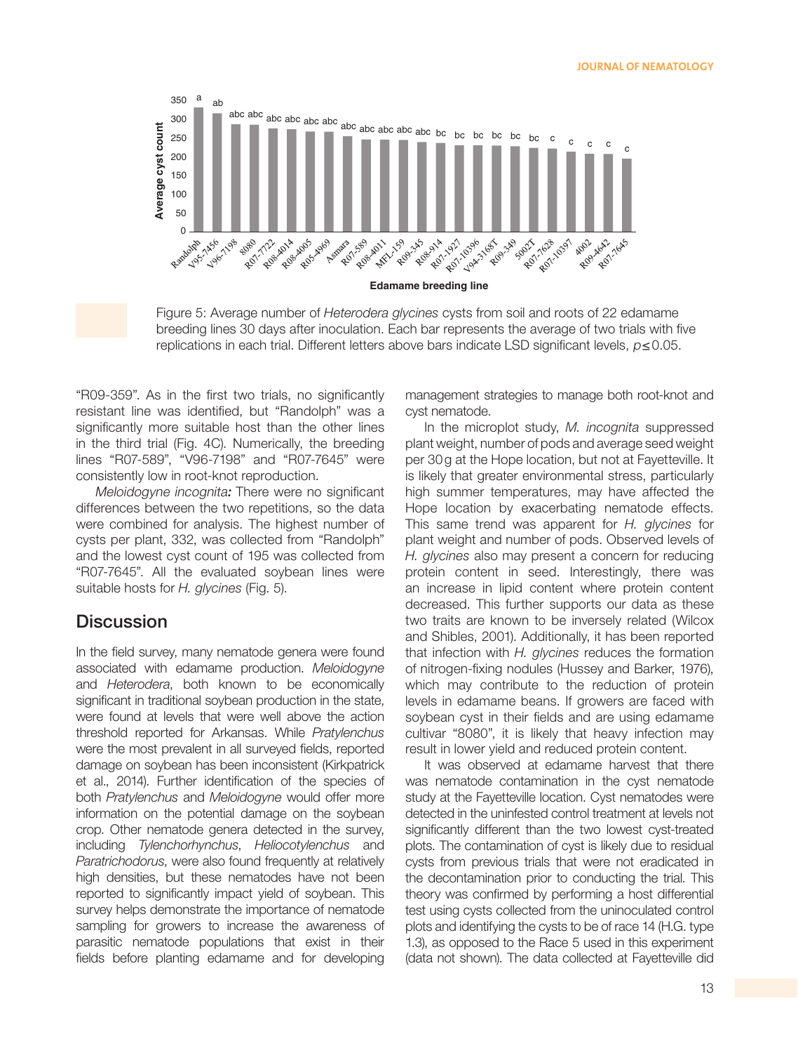Figure 5: Average number of *Heterodera glycines* cysts from soil and roots of 22 edamame breeding lines 30 days after inoculation. Each bar represents the average of two trials with five replications in each trial. Different letters above bars indicate LSD significant levels, $p \leq 0.05$.

"R09-359". As in the first two trials, no significantly resistant line was identified, but "Randolph" was a significantly more suitable host than the other lines in the third trial (Fig. 4C). Numerically, the breeding lines "R07-589", "V96-7198" and "R07-7645" were consistently low in root-knot reproduction.

*Meloidogyne incognita:* There were no significant differences between the two repetitions, so the data were combined for analysis. The highest number of cysts per plant, 332, was collected from "Randolph" and the lowest cyst count of 195 was collected from "R07-7645". All the evaluated soybean lines were suitable hosts for *H. glycines* (Fig. 5).

## Discussion

In the field survey, many nematode genera were found associated with edamame production. *Meloidogyne* and *Heterodera*, both known to be economically significant in traditional soybean production in the state, were found at levels that were well above the action threshold reported for Arkansas. While *Pratylenchus* were the most prevalent in all surveyed fields, reported damage on soybean has been inconsistent (Kirkpatrick et al., 2014). Further identification of the species of both *Pratylenchus* and *Meloidogyne* would offer more information on the potential damage on the soybean crop. Other nematode genera detected in the survey, including *Tylenchorhynchus*, *Heliocotylenchus* and *Paratrichodorus*, were also found frequently at relatively high densities, but these nematodes have not been reported to significantly impact yield of soybean. This survey helps demonstrate the importance of nematode sampling for growers to increase the awareness of parasitic nematode populations that exist in their fields before planting edamame and for developing management strategies to manage both root-knot and cyst nematode.

In the microplot study, *M. incognita* suppressed plant weight, number of pods and average seed weight per 30 g at the Hope location, but not at Fayetteville. It is likely that greater environmental stress, particularly high summer temperatures, may have affected the Hope location by exacerbating nematode effects. This same trend was apparent for *H. glycines* for plant weight and number of pods. Observed levels of *H. glycines* also may present a concern for reducing protein content in seed. Interestingly, there was an increase in lipid content where protein content decreased. This further supports our data as these two traits are known to be inversely related (Wilcox and Shibles, 2001). Additionally, it has been reported that infection with *H. glycines* reduces the formation of nitrogen-fixing nodules (Hussey and Barker, 1976), which may contribute to the reduction of protein levels in edamame beans. If growers are faced with soybean cyst in their fields and are using edamame cultivar "8080", it is likely that heavy infection may result in lower yield and reduced protein content.

It was observed at edamame harvest that there was nematode contamination in the cyst nematode study at the Fayetteville location. Cyst nematodes were detected in the uninfested control treatment at levels not significantly different than the two lowest cyst-treated plots. The contamination of cyst is likely due to residual cysts from previous trials that were not eradicated in the decontamination prior to conducting the trial. This theory was confirmed by performing a host differential test using cysts collected from the uninoculated control plots and identifying the cysts to be of race 14 (H.G. type 1.3), as opposed to the Race 5 used in this experiment (data not shown). The data collected at Fayetteville did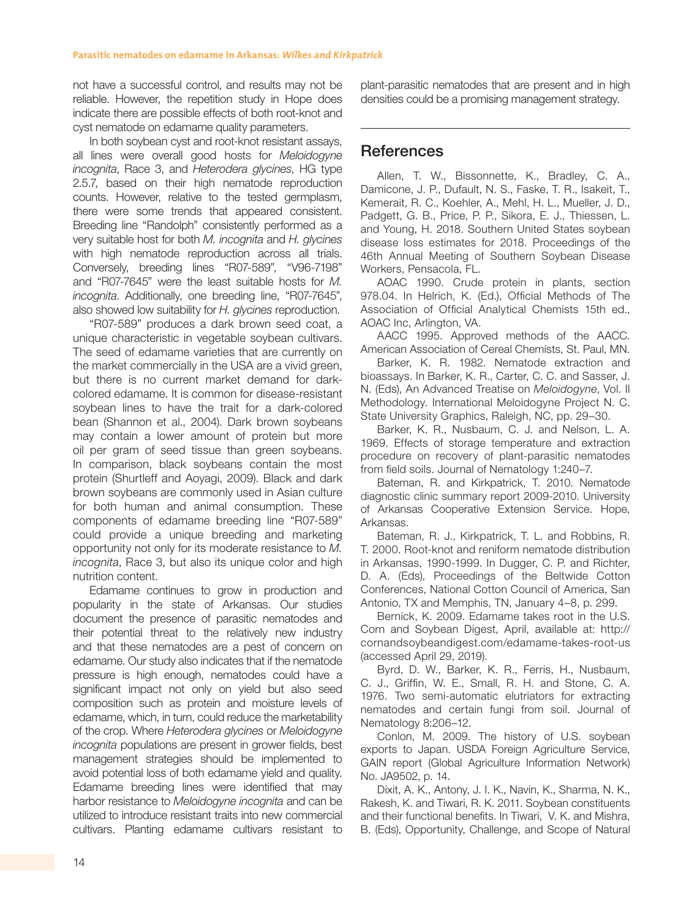not have a successful control, and results may not be reliable. However, the repetition study in Hope does indicate there are possible effects of both root-knot and cyst nematode on edamame quality parameters.

In both soybean cyst and root-knot resistant assays, all lines were overall good hosts for *Meloidogyne incognita*, Race 3, and *Heterodera glycines*, HG type 2.5.7, based on their high nematode reproduction counts. However, relative to the tested germplasm, there were some trends that appeared consistent. Breeding line "Randolph" consistently performed as a very suitable host for both *M. incognita* and *H. glycines* with high nematode reproduction across all trials. Conversely, breeding lines "R07-589", "V96-7198" and "R07-7645" were the least suitable hosts for *M. incognita*. Additionally, one breeding line, "R07-7645", also showed low suitability for *H. glycines* reproduction.

"R07-589" produces a dark brown seed coat, a unique characteristic in vegetable soybean cultivars. The seed of edamame varieties that are currently on the market commercially in the USA are a vivid green, but there is no current market demand for dark-colored edamame. It is common for disease-resistant soybean lines to have the trait for a dark-colored bean (Shannon et al., 2004). Dark brown soybeans may contain a lower amount of protein but more oil per gram of seed tissue than green soybeans. In comparison, black soybeans contain the most protein (Shurtleff and Aoyagi, 2009). Black and dark brown soybeans are commonly used in Asian culture for both human and animal consumption. These components of edamame breeding line "R07-589" could provide a unique breeding and marketing opportunity not only for its moderate resistance to *M. incognita*, Race 3, but also its unique color and high nutrition content.

Edamame continues to grow in production and popularity in the state of Arkansas. Our studies document the presence of parasitic nematodes and their potential threat to the relatively new industry and that these nematodes are a pest of concern on edamame. Our study also indicates that if the nematode pressure is high enough, nematodes could have a significant impact not only on yield but also seed composition such as protein and moisture levels of edamame, which, in turn, could reduce the marketability of the crop. Where *Heterodera glycines* or *Meloidogyne incognita* populations are present in grower fields, best management strategies should be implemented to avoid potential loss of both edamame yield and quality. Edamame breeding lines were identified that may harbor resistance to *Meloidogyne incognita* and can be utilized to introduce resistant traits into new commercial cultivars. Planting edamame cultivars resistant to plant-parasitic nematodes that are present and in high densities could be a promising management strategy.

## References

Allen, T. W., Bissonnette, K., Bradley, C. A., Damicone, J. P., Dufault, N. S., Faske, T. R., Isakeit, T., Kemerait, R. C., Koehler, A., Mehl, H. L., Mueller, J. D., Padgett, G. B., Price, P. P., Sikora, E. J., Thiessen, L. and Young, H. 2018. Southern United States soybean disease loss estimates for 2018. Proceedings of the 46th Annual Meeting of Southern Soybean Disease Workers, Pensacola, FL.

AOAC 1990. Crude protein in plants, section 978.04. In Helrich, K. (Ed.), Official Methods of The Association of Official Analytical Chemists 15th ed., AOAC Inc, Arlington, VA.

AACC 1995. Approved methods of the AACC. American Association of Cereal Chemists, St. Paul, MN.

Barker, K. R. 1982. Nematode extraction and bioassays. In Barker, K. R., Carter, C. C. and Sasser, J. N. (Eds), An Advanced Treatise on *Meloidogyne*, Vol. II Methodology. International Meloidogyne Project N. C. State University Graphics, Raleigh, NC, pp. 29–30.

Barker, K. R., Nusbaum, C. J. and Nelson, L. A. 1969. Effects of storage temperature and extraction procedure on recovery of plant-parasitic nematodes from field soils. Journal of Nematology 1:240–7.

Bateman, R. and Kirkpatrick, T. 2010. Nematode diagnostic clinic summary report 2009-2010. University of Arkansas Cooperative Extension Service. Hope, Arkansas.

Bateman, R. J., Kirkpatrick, T. L. and Robbins, R. T. 2000. Root-knot and reniform nematode distribution in Arkansas, 1990-1999. In Dugger, C. P. and Richter, D. A. (Eds), Proceedings of the Beltwide Cotton Conferences, National Cotton Council of America, San Antonio, TX and Memphis, TN, January 4–8, p. 299.

Bernick, K. 2009. Edamame takes root in the U.S. Corn and Soybean Digest, April, available at: http://cornandsoybeandigest.com/edamame-takes-root-us (accessed April 29, 2019).

Byrd, D. W., Barker, K. R., Ferris, H., Nusbaum, C. J., Griffin, W. E., Small, R. H. and Stone, C. A. 1976. Two semi-automatic elutriators for extracting nematodes and certain fungi from soil. Journal of Nematology 8:206–12.

Conlon, M. 2009. The history of U.S. soybean exports to Japan. USDA Foreign Agriculture Service, GAIN report (Global Agriculture Information Network) No. JA9502, p. 14.

Dixit, A. K., Antony, J. I. K., Navin, K., Sharma, N. K., Rakesh, K. and Tiwari, R. K. 2011. Soybean constituents and their functional benefits. In Tiwari, V. K. and Mishra, B. (Eds), Opportunity, Challenge, and Scope of Natural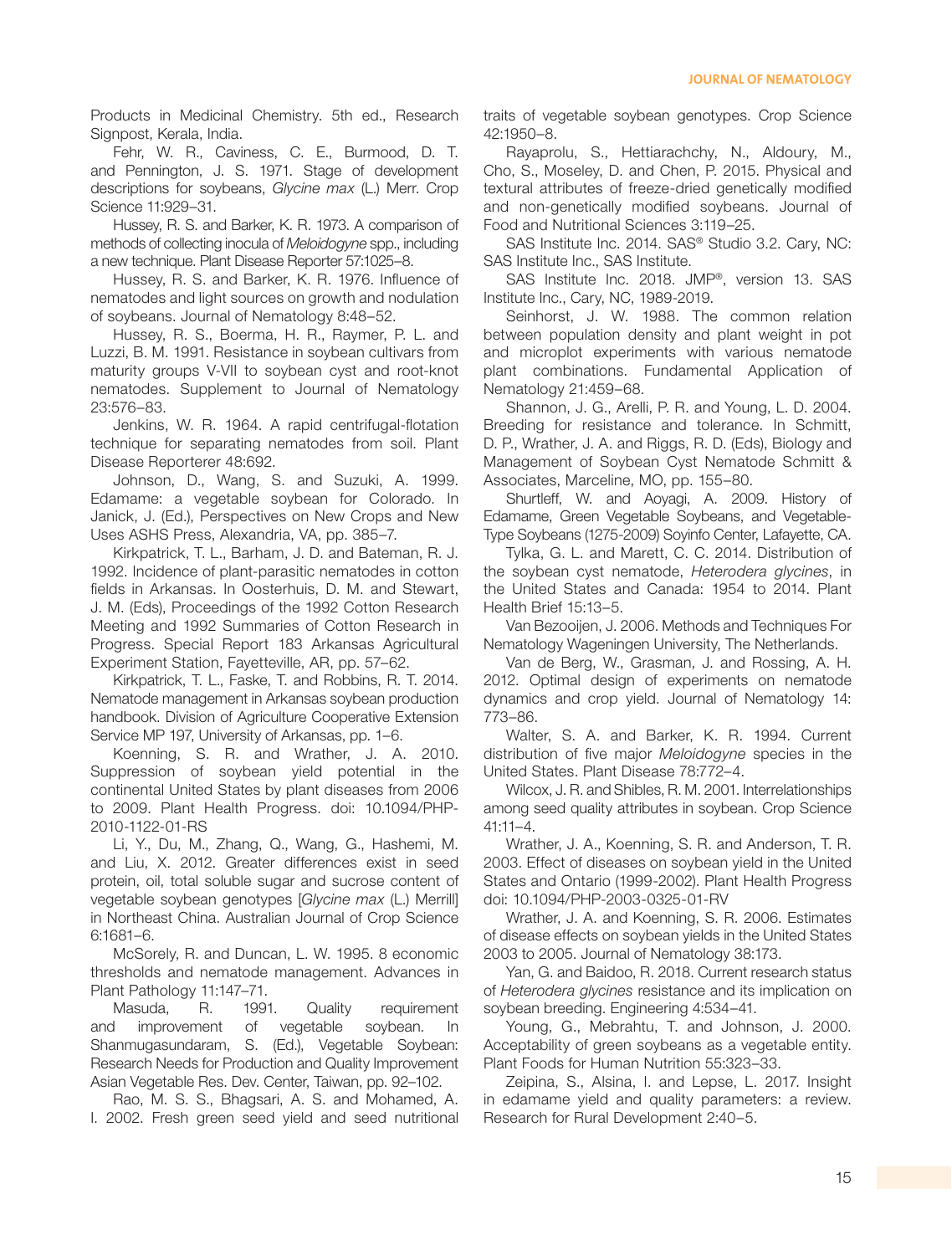Products in Medicinal Chemistry. 5th ed., Research Signpost, Kerala, India.

Fehr, W. R., Caviness, C. E., Burmood, D. T. and Pennington, J. S. 1971. Stage of development descriptions for soybeans, *Glycine max* (L.) Merr. Crop Science 11:929–31.

Hussey, R. S. and Barker, K. R. 1973. A comparison of methods of collecting inocula of *Meloidogyne* spp., including a new technique. Plant Disease Reporter 57:1025–8.

Hussey, R. S. and Barker, K. R. 1976. Influence of nematodes and light sources on growth and nodulation of soybeans. Journal of Nematology 8:48–52.

Hussey, R. S., Boerma, H. R., Raymer, P. L. and Luzzi, B. M. 1991. Resistance in soybean cultivars from maturity groups V-VII to soybean cyst and root-knot nematodes. Supplement to Journal of Nematology 23:576–83.

Jenkins, W. R. 1964. A rapid centrifugal-flotation technique for separating nematodes from soil. Plant Disease Reporterer 48:692.

Johnson, D., Wang, S. and Suzuki, A. 1999. Edamame: a vegetable soybean for Colorado. In Janick, J. (Ed.), Perspectives on New Crops and New Uses ASHS Press, Alexandria, VA, pp. 385–7.

Kirkpatrick, T. L., Barham, J. D. and Bateman, R. J. 1992. Incidence of plant-parasitic nematodes in cotton fields in Arkansas. In Oosterhuis, D. M. and Stewart, J. M. (Eds), Proceedings of the 1992 Cotton Research Meeting and 1992 Summaries of Cotton Research in Progress. Special Report 183 Arkansas Agricultural Experiment Station, Fayetteville, AR, pp. 57–62.

Kirkpatrick, T. L., Faske, T. and Robbins, R. T. 2014. Nematode management in Arkansas soybean production handbook. Division of Agriculture Cooperative Extension Service MP 197, University of Arkansas, pp. 1–6.

Koenning, S. R. and Wrather, J. A. 2010. Suppression of soybean yield potential in the continental United States by plant diseases from 2006 to 2009. Plant Health Progress. doi: 10.1094/PHP-2010-1122-01-RS

Li, Y., Du, M., Zhang, Q., Wang, G., Hashemi, M. and Liu, X. 2012. Greater differences exist in seed protein, oil, total soluble sugar and sucrose content of vegetable soybean genotypes [*Glycine max* (L.) Merrill] in Northeast China. Australian Journal of Crop Science 6:1681–6.

McSorely, R. and Duncan, L. W. 1995. 8 economic thresholds and nematode management. Advances in Plant Pathology 11:147–71.

Masuda, R. 1991. Quality requirement and improvement of vegetable soybean. In Shanmugasundaram, S. (Ed.), Vegetable Soybean: Research Needs for Production and Quality Improvement Asian Vegetable Res. Dev. Center, Taiwan, pp. 92–102.

Rao, M. S. S., Bhagsari, A. S. and Mohamed, A. I. 2002. Fresh green seed yield and seed nutritional traits of vegetable soybean genotypes. Crop Science 42:1950–8.

Rayaprolu, S., Hettiarachchy, N., Aldoury, M., Cho, S., Moseley, D. and Chen, P. 2015. Physical and textural attributes of freeze-dried genetically modified and non-genetically modified soybeans. Journal of Food and Nutritional Sciences 3:119–25.

SAS Institute Inc. 2014. SAS® Studio 3.2. Cary, NC: SAS Institute Inc., SAS Institute.

SAS Institute Inc. 2018. JMP®, version 13. SAS Institute Inc., Cary, NC, 1989-2019.

Seinhorst, J. W. 1988. The common relation between population density and plant weight in pot and microplot experiments with various nematode plant combinations. Fundamental Application of Nematology 21:459–68.

Shannon, J. G., Arelli, P. R. and Young, L. D. 2004. Breeding for resistance and tolerance. In Schmitt, D. P., Wrather, J. A. and Riggs, R. D. (Eds), Biology and Management of Soybean Cyst Nematode Schmitt & Associates, Marceline, MO, pp. 155–80.

Shurtleff, W. and Aoyagi, A. 2009. History of Edamame, Green Vegetable Soybeans, and Vegetable-Type Soybeans (1275-2009) Soyinfo Center, Lafayette, CA.

Tylka, G. L. and Marett, C. C. 2014. Distribution of the soybean cyst nematode, *Heterodera glycines*, in the United States and Canada: 1954 to 2014. Plant Health Brief 15:13–5.

Van Bezooijen, J. 2006. Methods and Techniques For Nematology Wageningen University, The Netherlands.

Van de Berg, W., Grasman, J. and Rossing, A. H. 2012. Optimal design of experiments on nematode dynamics and crop yield. Journal of Nematology 14: 773–86.

Walter, S. A. and Barker, K. R. 1994. Current distribution of five major *Meloidogyne* species in the United States. Plant Disease 78:772–4.

Wilcox, J. R. and Shibles, R. M. 2001. Interrelationships among seed quality attributes in soybean. Crop Science 41:11–4.

Wrather, J. A., Koenning, S. R. and Anderson, T. R. 2003. Effect of diseases on soybean yield in the United States and Ontario (1999-2002). Plant Health Progress doi: 10.1094/PHP-2003-0325-01-RV

Wrather, J. A. and Koenning, S. R. 2006. Estimates of disease effects on soybean yields in the United States 2003 to 2005. Journal of Nematology 38:173.

Yan, G. and Baidoo, R. 2018. Current research status of *Heterodera glycines* resistance and its implication on soybean breeding. Engineering 4:534–41.

Young, G., Mebrahtu, T. and Johnson, J. 2000. Acceptability of green soybeans as a vegetable entity. Plant Foods for Human Nutrition 55:323–33.

Zeipina, S., Alsina, I. and Lepse, L. 2017. Insight in edamame yield and quality parameters: a review. Research for Rural Development 2:40–5.